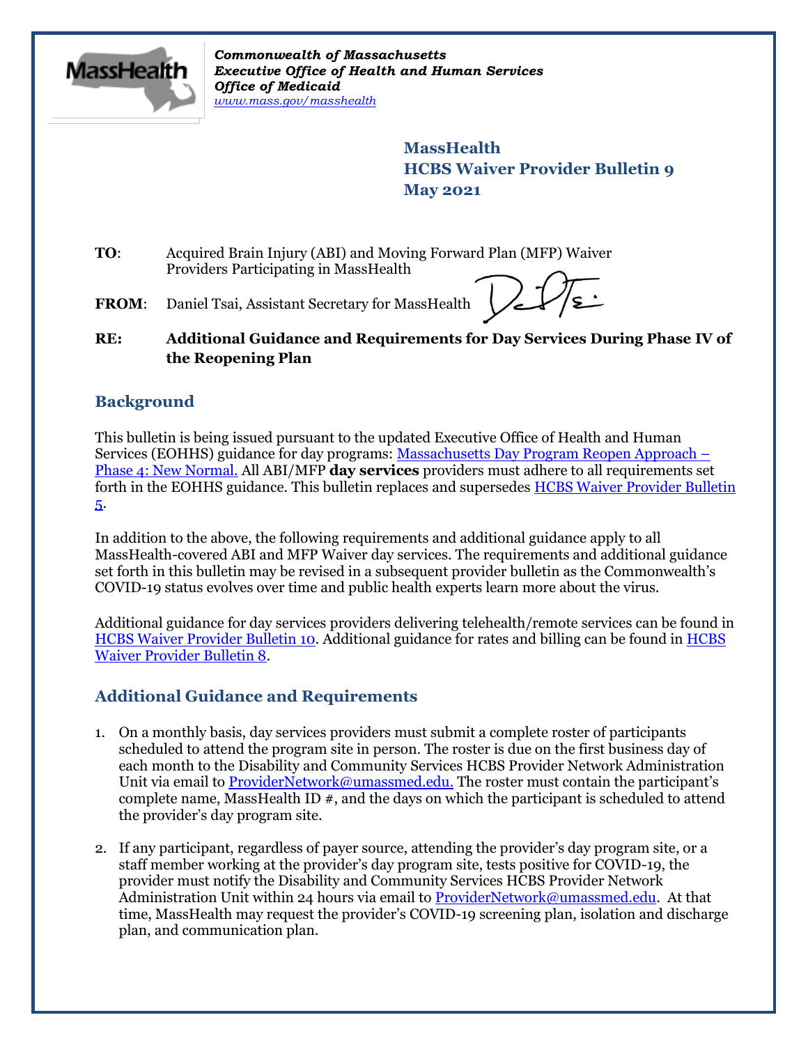*Commonwealth of Massachusetts*
*Executive Office of Health and Human Services*
*Office of Medicaid*
*www.mass.gov/masshealth*

# MassHealth
# HCBS Waiver Provider Bulletin 9
# May 2021

**TO**: Acquired Brain Injury (ABI) and Moving Forward Plan (MFP) Waiver Providers Participating in MassHealth

**FROM**: Daniel Tsai, Assistant Secretary for MassHealth

**RE: Additional Guidance and Requirements for Day Services During Phase IV of the Reopening Plan**

## Background

This bulletin is being issued pursuant to the updated Executive Office of Health and Human Services (EOHHS) guidance for day programs: Massachusetts Day Program Reopen Approach – Phase 4: New Normal. All ABI/MFP **day services** providers must adhere to all requirements set forth in the EOHHS guidance. This bulletin replaces and supersedes HCBS Waiver Provider Bulletin 5.

In addition to the above, the following requirements and additional guidance apply to all MassHealth-covered ABI and MFP Waiver day services. The requirements and additional guidance set forth in this bulletin may be revised in a subsequent provider bulletin as the Commonwealth's COVID-19 status evolves over time and public health experts learn more about the virus.

Additional guidance for day services providers delivering telehealth/remote services can be found in HCBS Waiver Provider Bulletin 10. Additional guidance for rates and billing can be found in HCBS Waiver Provider Bulletin 8.

## Additional Guidance and Requirements

1. On a monthly basis, day services providers must submit a complete roster of participants scheduled to attend the program site in person. The roster is due on the first business day of each month to the Disability and Community Services HCBS Provider Network Administration Unit via email to ProviderNetwork@umassmed.edu. The roster must contain the participant's complete name, MassHealth ID #, and the days on which the participant is scheduled to attend the provider's day program site.

2. If any participant, regardless of payer source, attending the provider's day program site, or a staff member working at the provider's day program site, tests positive for COVID-19, the provider must notify the Disability and Community Services HCBS Provider Network Administration Unit within 24 hours via email to ProviderNetwork@umassmed.edu. At that time, MassHealth may request the provider's COVID-19 screening plan, isolation and discharge plan, and communication plan.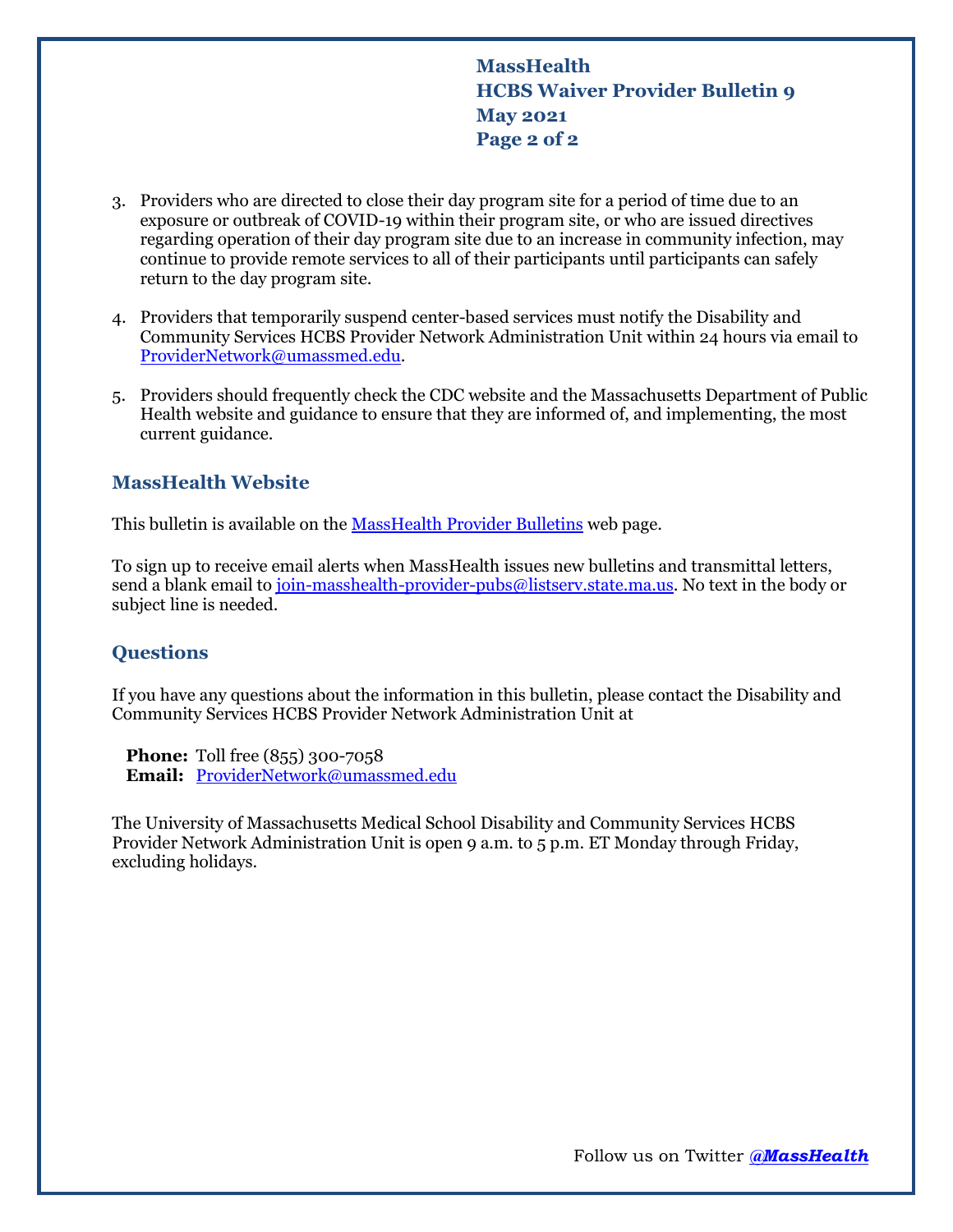3. Providers who are directed to close their day program site for a period of time due to an exposure or outbreak of COVID-19 within their program site, or who are issued directives regarding operation of their day program site due to an increase in community infection, may continue to provide remote services to all of their participants until participants can safely return to the day program site.

4. Providers that temporarily suspend center-based services must notify the Disability and Community Services HCBS Provider Network Administration Unit within 24 hours via email to ProviderNetwork@umassmed.edu.

5. Providers should frequently check the CDC website and the Massachusetts Department of Public Health website and guidance to ensure that they are informed of, and implementing, the most current guidance.

## MassHealth Website

This bulletin is available on the MassHealth Provider Bulletins web page.

To sign up to receive email alerts when MassHealth issues new bulletins and transmittal letters, send a blank email to join-masshealth-provider-pubs@listserv.state.ma.us. No text in the body or subject line is needed.

## Questions

If you have any questions about the information in this bulletin, please contact the Disability and Community Services HCBS Provider Network Administration Unit at

**Phone:** Toll free (855) 300-7058
**Email:** ProviderNetwork@umassmed.edu

The University of Massachusetts Medical School Disability and Community Services HCBS Provider Network Administration Unit is open 9 a.m. to 5 p.m. ET Monday through Friday, excluding holidays.

Follow us on Twitter ***@MassHealth***